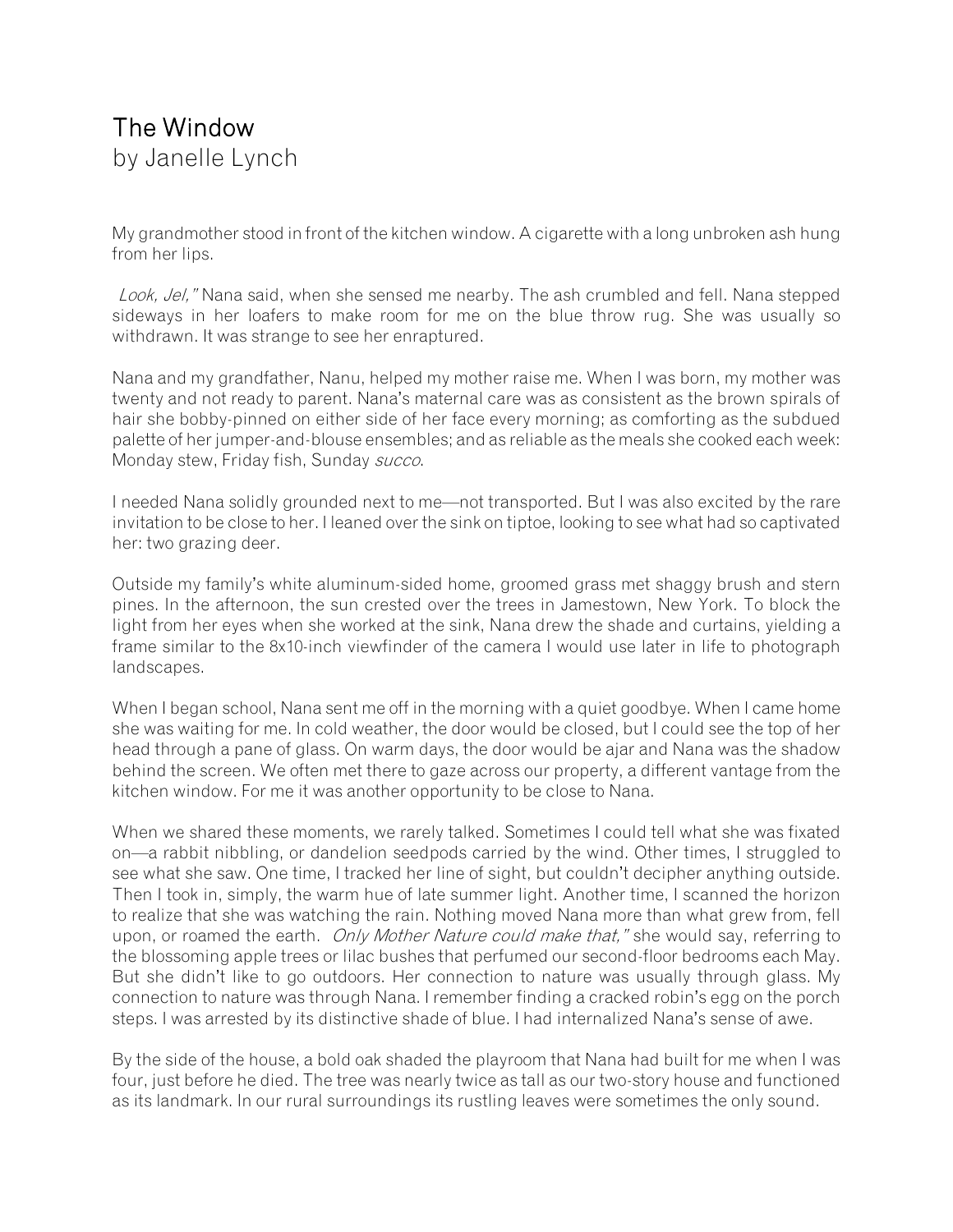# The Window
by Janelle Lynch

My grandmother stood in front of the kitchen window. A cigarette with a long unbroken ash hung from her lips.

*Look, Jel,"* Nana said, when she sensed me nearby. The ash crumbled and fell. Nana stepped sideways in her loafers to make room for me on the blue throw rug. She was usually so withdrawn. It was strange to see her enraptured.

Nana and my grandfather, Nanu, helped my mother raise me. When I was born, my mother was twenty and not ready to parent. Nana's maternal care was as consistent as the brown spirals of hair she bobby-pinned on either side of her face every morning; as comforting as the subdued palette of her jumper-and-blouse ensembles; and as reliable as the meals she cooked each week: Monday stew, Friday fish, Sunday *succo*.

I needed Nana solidly grounded next to me—not transported. But I was also excited by the rare invitation to be close to her. I leaned over the sink on tiptoe, looking to see what had so captivated her: two grazing deer.

Outside my family's white aluminum-sided home, groomed grass met shaggy brush and stern pines. In the afternoon, the sun crested over the trees in Jamestown, New York. To block the light from her eyes when she worked at the sink, Nana drew the shade and curtains, yielding a frame similar to the 8x10-inch viewfinder of the camera I would use later in life to photograph landscapes.

When I began school, Nana sent me off in the morning with a quiet goodbye. When I came home she was waiting for me. In cold weather, the door would be closed, but I could see the top of her head through a pane of glass. On warm days, the door would be ajar and Nana was the shadow behind the screen. We often met there to gaze across our property, a different vantage from the kitchen window. For me it was another opportunity to be close to Nana.

When we shared these moments, we rarely talked. Sometimes I could tell what she was fixated on—a rabbit nibbling, or dandelion seedpods carried by the wind. Other times, I struggled to see what she saw. One time, I tracked her line of sight, but couldn't decipher anything outside. Then I took in, simply, the warm hue of late summer light. Another time, I scanned the horizon to realize that she was watching the rain. Nothing moved Nana more than what grew from, fell upon, or roamed the earth. *Only Mother Nature could make that,"* she would say, referring to the blossoming apple trees or lilac bushes that perfumed our second-floor bedrooms each May. But she didn't like to go outdoors. Her connection to nature was usually through glass. My connection to nature was through Nana. I remember finding a cracked robin's egg on the porch steps. I was arrested by its distinctive shade of blue. I had internalized Nana's sense of awe.

By the side of the house, a bold oak shaded the playroom that Nana had built for me when I was four, just before he died. The tree was nearly twice as tall as our two-story house and functioned as its landmark. In our rural surroundings its rustling leaves were sometimes the only sound.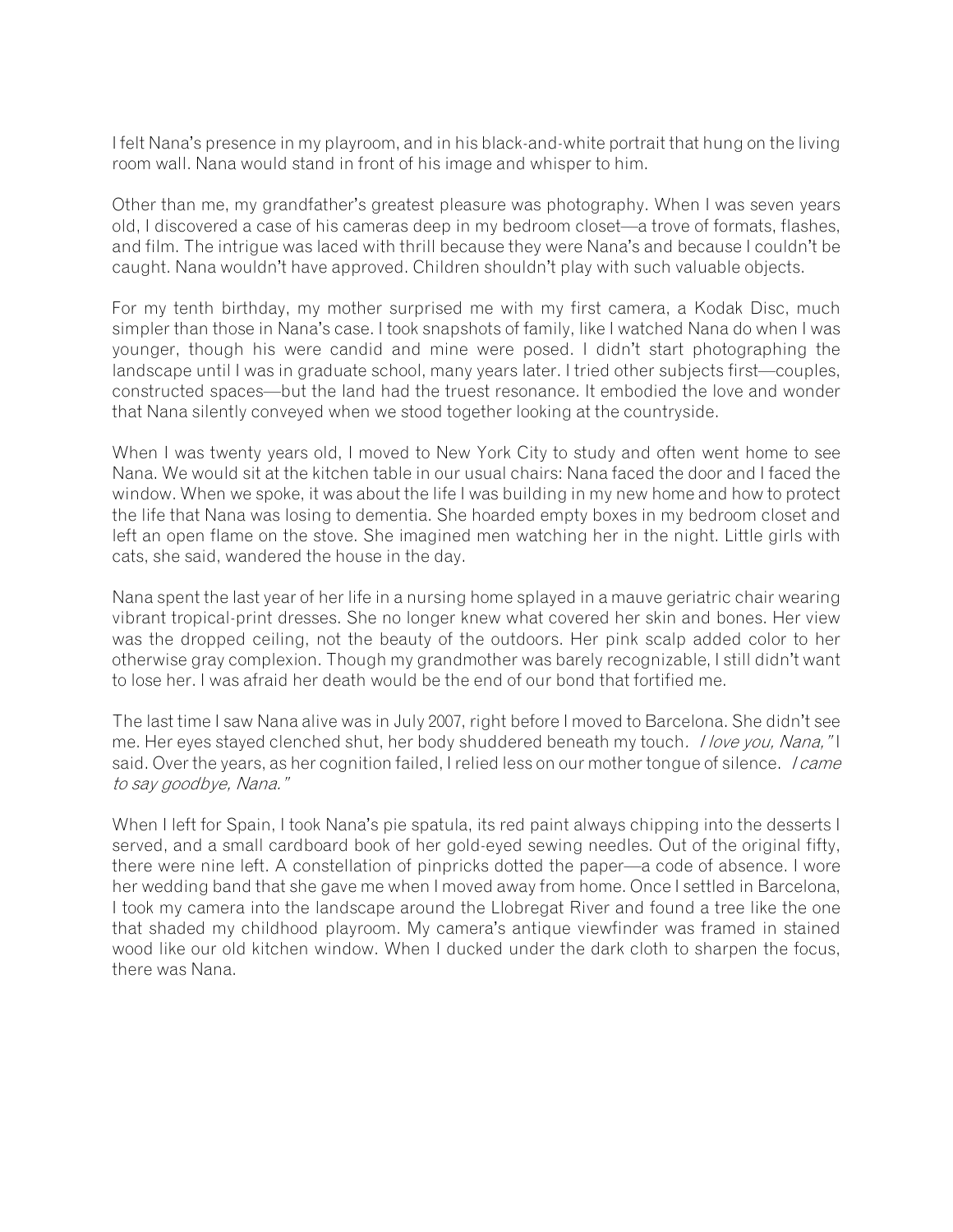I felt Nana's presence in my playroom, and in his black-and-white portrait that hung on the living room wall. Nana would stand in front of his image and whisper to him.

Other than me, my grandfather's greatest pleasure was photography. When I was seven years old, I discovered a case of his cameras deep in my bedroom closet—a trove of formats, flashes, and film. The intrigue was laced with thrill because they were Nana's and because I couldn't be caught. Nana wouldn't have approved. Children shouldn't play with such valuable objects.

For my tenth birthday, my mother surprised me with my first camera, a Kodak Disc, much simpler than those in Nana's case. I took snapshots of family, like I watched Nana do when I was younger, though his were candid and mine were posed. I didn't start photographing the landscape until I was in graduate school, many years later. I tried other subjects first—couples, constructed spaces—but the land had the truest resonance. It embodied the love and wonder that Nana silently conveyed when we stood together looking at the countryside.

When I was twenty years old, I moved to New York City to study and often went home to see Nana. We would sit at the kitchen table in our usual chairs: Nana faced the door and I faced the window. When we spoke, it was about the life I was building in my new home and how to protect the life that Nana was losing to dementia. She hoarded empty boxes in my bedroom closet and left an open flame on the stove. She imagined men watching her in the night. Little girls with cats, she said, wandered the house in the day.

Nana spent the last year of her life in a nursing home splayed in a mauve geriatric chair wearing vibrant tropical-print dresses. She no longer knew what covered her skin and bones. Her view was the dropped ceiling, not the beauty of the outdoors. Her pink scalp added color to her otherwise gray complexion. Though my grandmother was barely recognizable, I still didn't want to lose her. I was afraid her death would be the end of our bond that fortified me.

The last time I saw Nana alive was in July 2007, right before I moved to Barcelona. She didn't see me. Her eyes stayed clenched shut, her body shuddered beneath my touch. *I love you, Nana,"* I said. Over the years, as her cognition failed, I relied less on our mother tongue of silence. *I came to say goodbye, Nana."*

When I left for Spain, I took Nana's pie spatula, its red paint always chipping into the desserts I served, and a small cardboard book of her gold-eyed sewing needles. Out of the original fifty, there were nine left. A constellation of pinpricks dotted the paper—a code of absence. I wore her wedding band that she gave me when I moved away from home. Once I settled in Barcelona, I took my camera into the landscape around the Llobregat River and found a tree like the one that shaded my childhood playroom. My camera's antique viewfinder was framed in stained wood like our old kitchen window. When I ducked under the dark cloth to sharpen the focus, there was Nana.